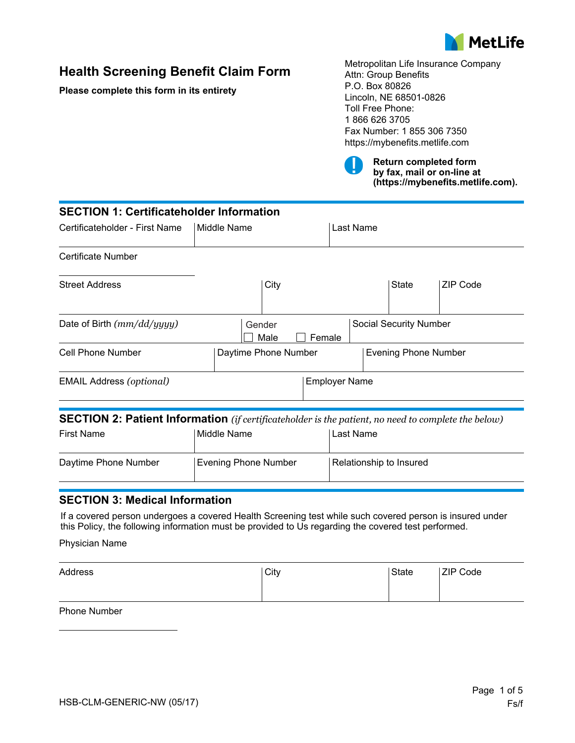# Health Screening Benefit Claim Form

**Please complete this form in its entirety**

Metropolitan Life Insurance Company
Attn: Group Benefits
P.O. Box 80826
Lincoln, NE 68501-0826
Toll Free Phone:
1 866 626 3705
Fax Number: 1 855 306 7350
https://mybenefits.metlife.com

**Return completed form by fax, mail or on-line at (https://mybenefits.metlife.com).**

## SECTION 1: Certificateholder Information

| Certificateholder - First Name | Middle Name | Last Name |
|---|---|---|
| | | |

Certificate Number

| Street Address | City | State | ZIP Code |
|---|---|---|---|
| | | | |

| Date of Birth *(mm/dd/yyyy)* | Gender ☐ Male ☐ Female | Social Security Number |
|---|---|---|
| | | |

| Cell Phone Number | Daytime Phone Number | Evening Phone Number |
|---|---|---|
| | | |

| EMAIL Address *(optional)* | Employer Name |
|---|---|
| | |

## SECTION 2: Patient Information *(if certificateholder is the patient, no need to complete the below)*

| First Name | Middle Name | Last Name |
|---|---|---|
| | | |

| Daytime Phone Number | Evening Phone Number | Relationship to Insured |
|---|---|---|
| | | |

## SECTION 3: Medical Information

If a covered person undergoes a covered Health Screening test while such covered person is insured under this Policy, the following information must be provided to Us regarding the covered test performed.

Physician Name

| Address | City | State | ZIP Code |
|---|---|---|---|
| | | | |

Phone Number

HSB-CLM-GENERIC-NW (05/17)

Fs/f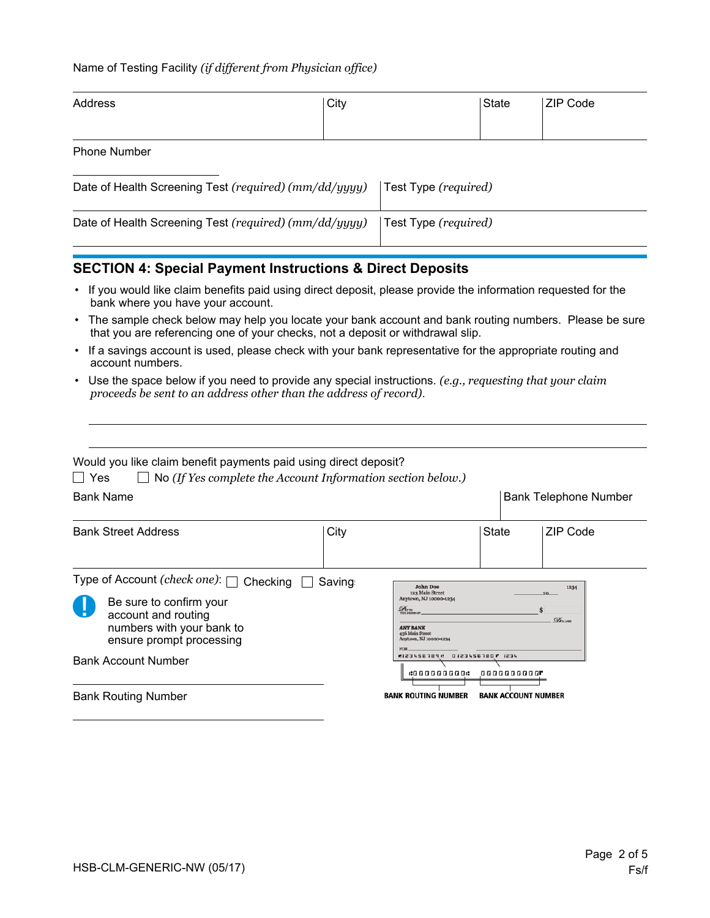Name of Testing Facility *(if different from Physician office)*

| Address | City | State | ZIP Code |
|---|---|---|---|
| | | | |

Phone Number

| Date of Health Screening Test *(required) (mm/dd/yyyy)* | Test Type *(required)* |
|---|---|
| Date of Health Screening Test *(required) (mm/dd/yyyy)* | Test Type *(required)* |

## SECTION 4: Special Payment Instructions & Direct Deposits

- If you would like claim benefits paid using direct deposit, please provide the information requested for the bank where you have your account.
- The sample check below may help you locate your bank account and bank routing numbers. Please be sure that you are referencing one of your checks, not a deposit or withdrawal slip.
- If a savings account is used, please check with your bank representative for the appropriate routing and account numbers.
- Use the space below if you need to provide any special instructions. *(e.g., requesting that your claim proceeds be sent to an address other than the address of record).*

Would you like claim benefit payments paid using direct deposit?

☐ Yes ☐ No *(If Yes complete the Account Information section below.)*

| Bank Name | | | Bank Telephone Number |
|---|---|---|---|
| **Bank Street Address** | **City** | **State** | **ZIP Code** |
| | | | |

Type of Account *(check one)*: ☐ Checking ☐ Savings

Be sure to confirm your account and routing numbers with your bank to ensure prompt processing

Bank Account Number

Bank Routing Number

BANK ROUTING NUMBER BANK ACCOUNT NUMBER

HSB-CLM-GENERIC-NW (05/17)

Fs/f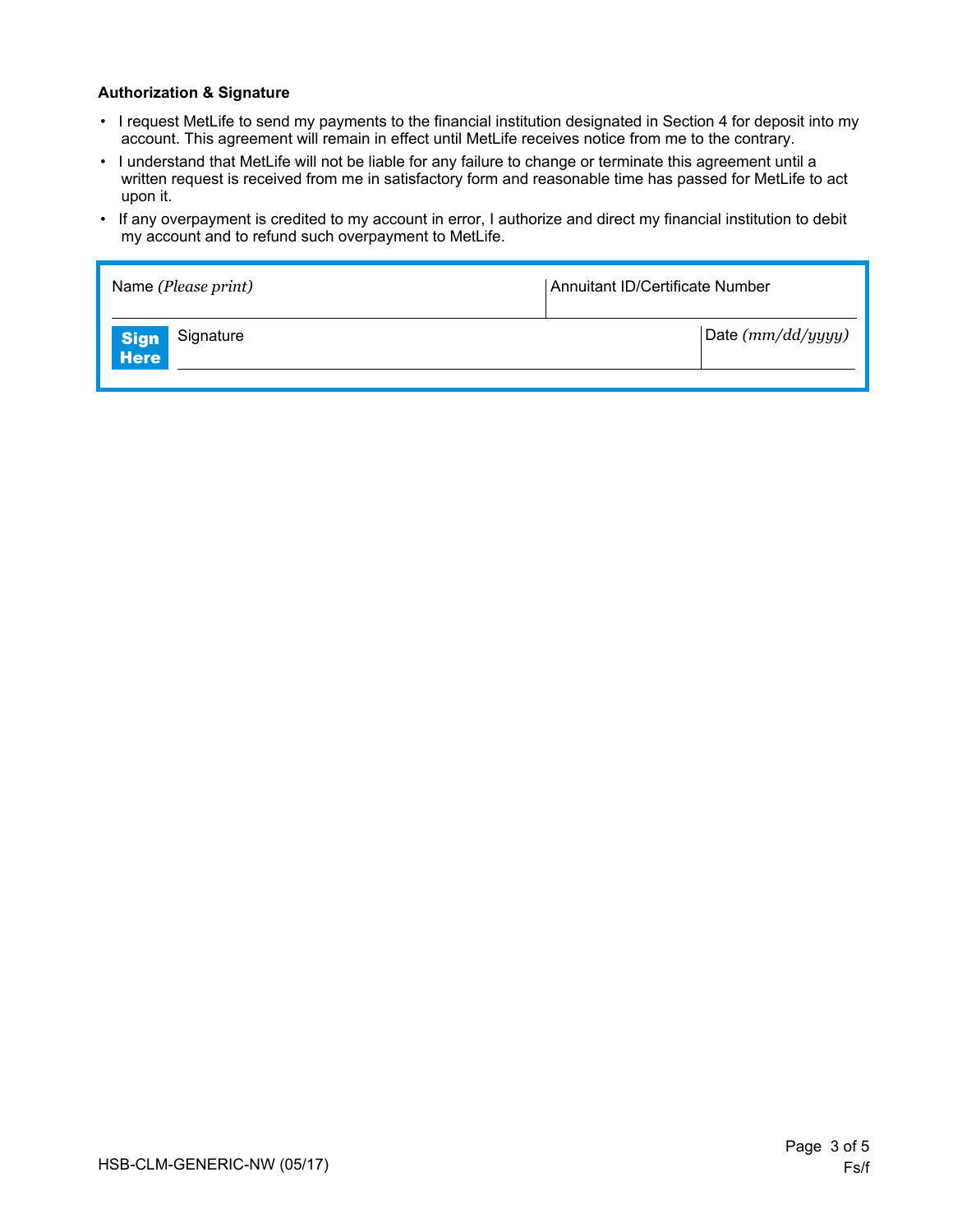**Authorization & Signature**

- I request MetLife to send my payments to the financial institution designated in Section 4 for deposit into my account. This agreement will remain in effect until MetLife receives notice from me to the contrary.
- I understand that MetLife will not be liable for any failure to change or terminate this agreement until a written request is received from me in satisfactory form and reasonable time has passed for MetLife to act upon it.
- If any overpayment is credited to my account in error, I authorize and direct my financial institution to debit my account and to refund such overpayment to MetLife.

| Name *(Please print)* | Annuitant ID/Certificate Number |
| --- | --- |
| **Sign Here** Signature | Date *(mm/dd/yyyy)* |

HSB-CLM-GENERIC-NW (05/17)

Fs/f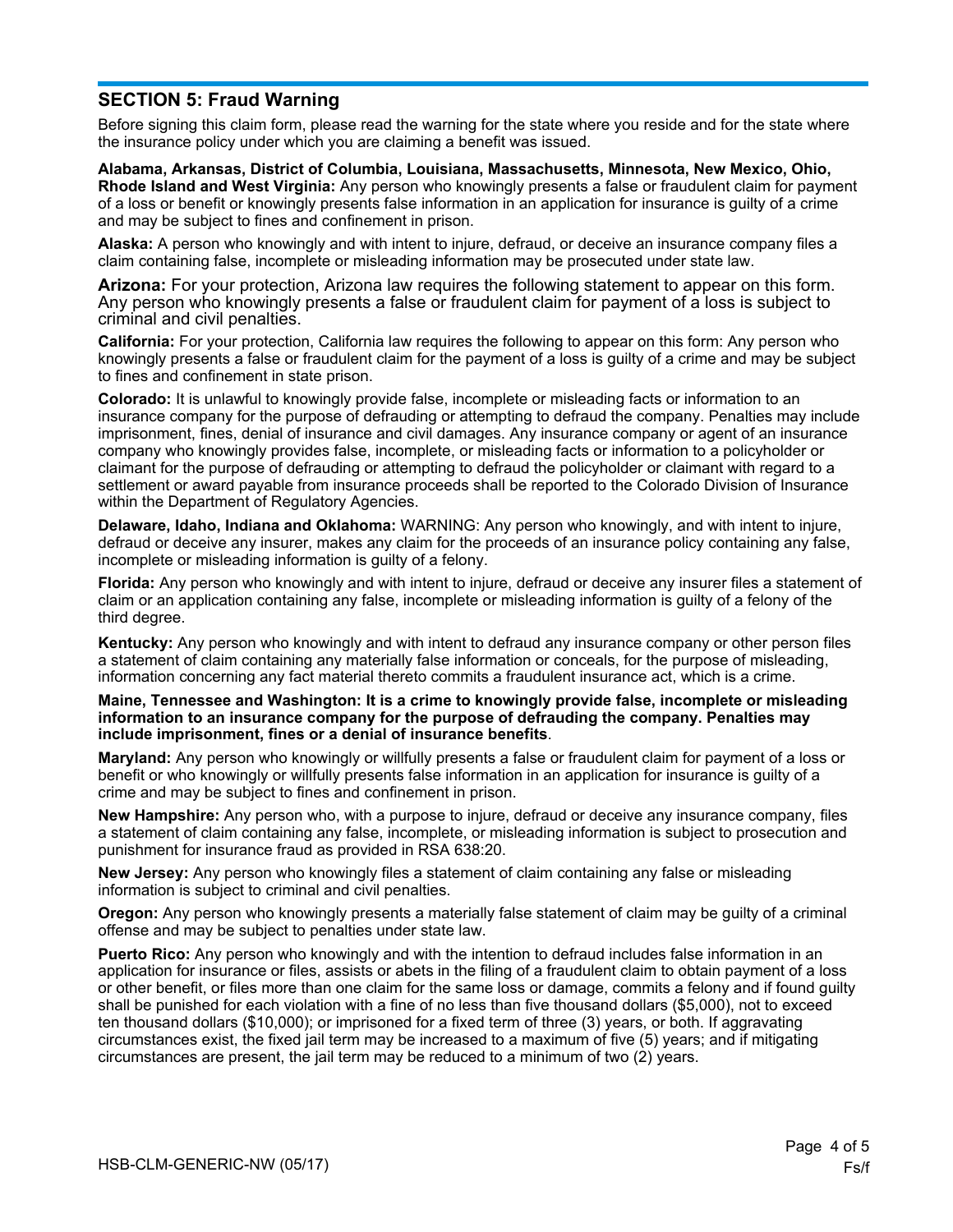## SECTION 5: Fraud Warning

Before signing this claim form, please read the warning for the state where you reside and for the state where the insurance policy under which you are claiming a benefit was issued.

**Alabama, Arkansas, District of Columbia, Louisiana, Massachusetts, Minnesota, New Mexico, Ohio, Rhode Island and West Virginia:** Any person who knowingly presents a false or fraudulent claim for payment of a loss or benefit or knowingly presents false information in an application for insurance is guilty of a crime and may be subject to fines and confinement in prison.

**Alaska:** A person who knowingly and with intent to injure, defraud, or deceive an insurance company files a claim containing false, incomplete or misleading information may be prosecuted under state law.

**Arizona:** For your protection, Arizona law requires the following statement to appear on this form. Any person who knowingly presents a false or fraudulent claim for payment of a loss is subject to criminal and civil penalties.

**California:** For your protection, California law requires the following to appear on this form: Any person who knowingly presents a false or fraudulent claim for the payment of a loss is guilty of a crime and may be subject to fines and confinement in state prison.

**Colorado:** It is unlawful to knowingly provide false, incomplete or misleading facts or information to an insurance company for the purpose of defrauding or attempting to defraud the company. Penalties may include imprisonment, fines, denial of insurance and civil damages. Any insurance company or agent of an insurance company who knowingly provides false, incomplete, or misleading facts or information to a policyholder or claimant for the purpose of defrauding or attempting to defraud the policyholder or claimant with regard to a settlement or award payable from insurance proceeds shall be reported to the Colorado Division of Insurance within the Department of Regulatory Agencies.

**Delaware, Idaho, Indiana and Oklahoma:** WARNING: Any person who knowingly, and with intent to injure, defraud or deceive any insurer, makes any claim for the proceeds of an insurance policy containing any false, incomplete or misleading information is guilty of a felony.

**Florida:** Any person who knowingly and with intent to injure, defraud or deceive any insurer files a statement of claim or an application containing any false, incomplete or misleading information is guilty of a felony of the third degree.

**Kentucky:** Any person who knowingly and with intent to defraud any insurance company or other person files a statement of claim containing any materially false information or conceals, for the purpose of misleading, information concerning any fact material thereto commits a fraudulent insurance act, which is a crime.

**Maine, Tennessee and Washington: It is a crime to knowingly provide false, incomplete or misleading information to an insurance company for the purpose of defrauding the company. Penalties may include imprisonment, fines or a denial of insurance benefits**.

**Maryland:** Any person who knowingly or willfully presents a false or fraudulent claim for payment of a loss or benefit or who knowingly or willfully presents false information in an application for insurance is guilty of a crime and may be subject to fines and confinement in prison.

**New Hampshire:** Any person who, with a purpose to injure, defraud or deceive any insurance company, files a statement of claim containing any false, incomplete, or misleading information is subject to prosecution and punishment for insurance fraud as provided in RSA 638:20.

**New Jersey:** Any person who knowingly files a statement of claim containing any false or misleading information is subject to criminal and civil penalties.

**Oregon:** Any person who knowingly presents a materially false statement of claim may be guilty of a criminal offense and may be subject to penalties under state law.

**Puerto Rico:** Any person who knowingly and with the intention to defraud includes false information in an application for insurance or files, assists or abets in the filing of a fraudulent claim to obtain payment of a loss or other benefit, or files more than one claim for the same loss or damage, commits a felony and if found guilty shall be punished for each violation with a fine of no less than five thousand dollars ($5,000), not to exceed ten thousand dollars ($10,000); or imprisoned for a fixed term of three (3) years, or both. If aggravating circumstances exist, the fixed jail term may be increased to a maximum of five (5) years; and if mitigating circumstances are present, the jail term may be reduced to a minimum of two (2) years.

HSB-CLM-GENERIC-NW (05/17)

Fs/f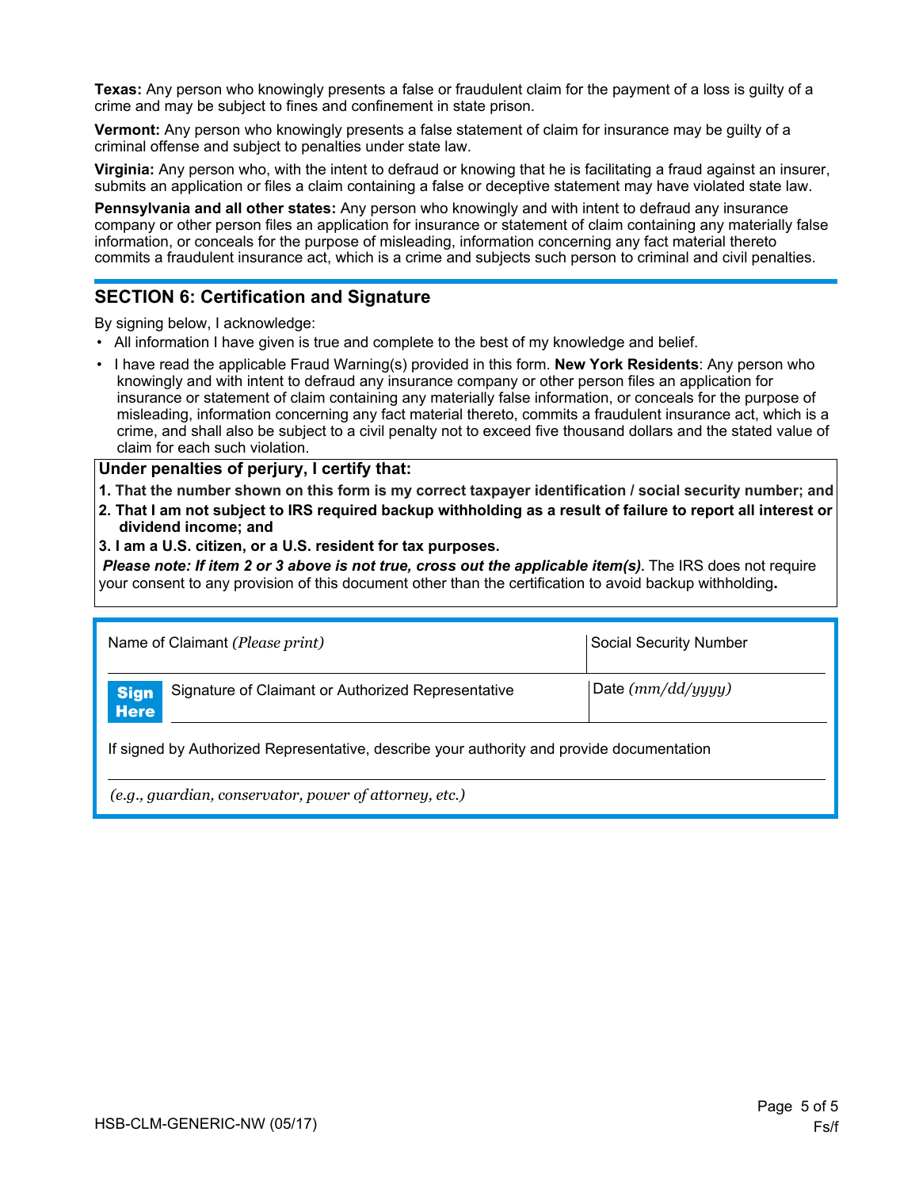**Texas:** Any person who knowingly presents a false or fraudulent claim for the payment of a loss is guilty of a crime and may be subject to fines and confinement in state prison.

**Vermont:** Any person who knowingly presents a false statement of claim for insurance may be guilty of a criminal offense and subject to penalties under state law.

**Virginia:** Any person who, with the intent to defraud or knowing that he is facilitating a fraud against an insurer, submits an application or files a claim containing a false or deceptive statement may have violated state law.

**Pennsylvania and all other states:** Any person who knowingly and with intent to defraud any insurance company or other person files an application for insurance or statement of claim containing any materially false information, or conceals for the purpose of misleading, information concerning any fact material thereto commits a fraudulent insurance act, which is a crime and subjects such person to criminal and civil penalties.

## SECTION 6: Certification and Signature

By signing below, I acknowledge:

- All information I have given is true and complete to the best of my knowledge and belief.
- I have read the applicable Fraud Warning(s) provided in this form. **New York Residents**: Any person who knowingly and with intent to defraud any insurance company or other person files an application for insurance or statement of claim containing any materially false information, or conceals for the purpose of misleading, information concerning any fact material thereto, commits a fraudulent insurance act, which is a crime, and shall also be subject to a civil penalty not to exceed five thousand dollars and the stated value of claim for each such violation.

**Under penalties of perjury, I certify that:**

1. **That the number shown on this form is my correct taxpayer identification / social security number; and**
2. **That I am not subject to IRS required backup withholding as a result of failure to report all interest or dividend income; and**
3. **I am a U.S. citizen, or a U.S. resident for tax purposes.**

***Please note: If item 2 or 3 above is not true, cross out the applicable item(s)***. The IRS does not require your consent to any provision of this document other than the certification to avoid backup withholding**.**

| | |
|---|---|
| Name of Claimant *(Please print)* | Social Security Number |
| **Sign Here** Signature of Claimant or Authorized Representative | Date *(mm/dd/yyyy)* |

If signed by Authorized Representative, describe your authority and provide documentation

*(e.g., guardian, conservator, power of attorney, etc.)*

HSB-CLM-GENERIC-NW (05/17)

Fs/f